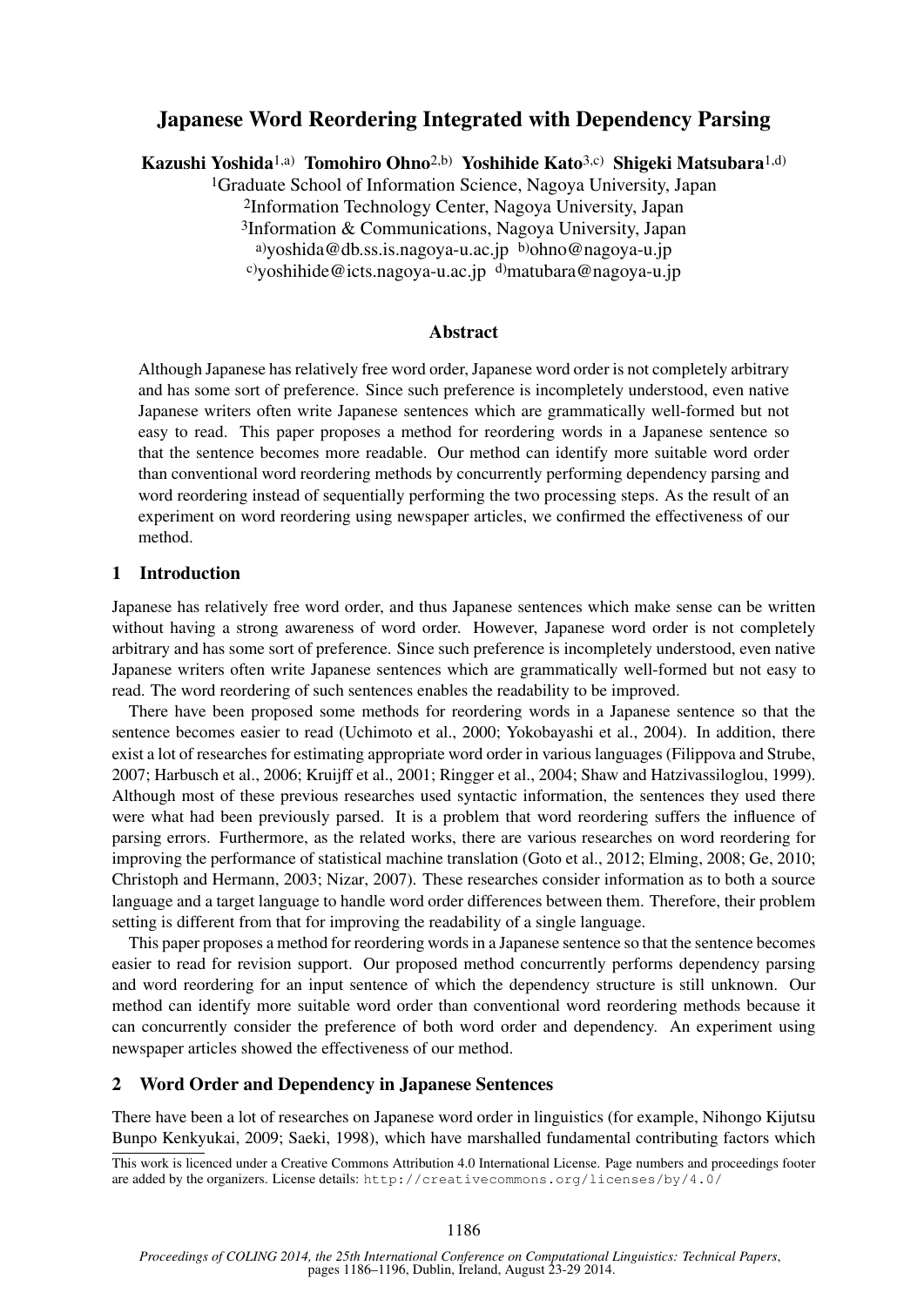# Japanese Word Reordering Integrated with Dependency Parsing

**Kazushi Yoshida**[1,a] **Tomohiro Ohno**[2,b] **Yoshihide Kato**[3,c] **Shigeki Matsubara**[1,d]

[1]Graduate School of Information Science, Nagoya University, Japan
[2]Information Technology Center, Nagoya University, Japan
[3]Information & Communications, Nagoya University, Japan
[a]yoshida@db.ss.is.nagoya-u.ac.jp [b]ohno@nagoya-u.jp
[c]yoshihide@icts.nagoya-u.ac.jp [d]matubara@nagoya-u.jp

## Abstract

Although Japanese has relatively free word order, Japanese word order is not completely arbitrary and has some sort of preference. Since such preference is incompletely understood, even native Japanese writers often write Japanese sentences which are grammatically well-formed but not easy to read. This paper proposes a method for reordering words in a Japanese sentence so that the sentence becomes more readable. Our method can identify more suitable word order than conventional word reordering methods by concurrently performing dependency parsing and word reordering instead of sequentially performing the two processing steps. As the result of an experiment on word reordering using newspaper articles, we confirmed the effectiveness of our method.

## 1 Introduction

Japanese has relatively free word order, and thus Japanese sentences which make sense can be written without having a strong awareness of word order. However, Japanese word order is not completely arbitrary and has some sort of preference. Since such preference is incompletely understood, even native Japanese writers often write Japanese sentences which are grammatically well-formed but not easy to read. The word reordering of such sentences enables the readability to be improved.

There have been proposed some methods for reordering words in a Japanese sentence so that the sentence becomes easier to read (Uchimoto et al., 2000; Yokobayashi et al., 2004). In addition, there exist a lot of researches for estimating appropriate word order in various languages (Filippova and Strube, 2007; Harbusch et al., 2006; Kruijff et al., 2001; Ringger et al., 2004; Shaw and Hatzivassiloglou, 1999). Although most of these previous researches used syntactic information, the sentences they used there were what had been previously parsed. It is a problem that word reordering suffers the influence of parsing errors. Furthermore, as the related works, there are various researches on word reordering for improving the performance of statistical machine translation (Goto et al., 2012; Elming, 2008; Ge, 2010; Christoph and Hermann, 2003; Nizar, 2007). These researches consider information as to both a source language and a target language to handle word order differences between them. Therefore, their problem setting is different from that for improving the readability of a single language.

This paper proposes a method for reordering words in a Japanese sentence so that the sentence becomes easier to read for revision support. Our proposed method concurrently performs dependency parsing and word reordering for an input sentence of which the dependency structure is still unknown. Our method can identify more suitable word order than conventional word reordering methods because it can concurrently consider the preference of both word order and dependency. An experiment using newspaper articles showed the effectiveness of our method.

## 2 Word Order and Dependency in Japanese Sentences

There have been a lot of researches on Japanese word order in linguistics (for example, Nihongo Kijutsu Bunpo Kenkyukai, 2009; Saeki, 1998), which have marshalled fundamental contributing factors which

This work is licenced under a Creative Commons Attribution 4.0 International License. Page numbers and proceedings footer are added by the organizers. License details: http://creativecommons.org/licenses/by/4.0/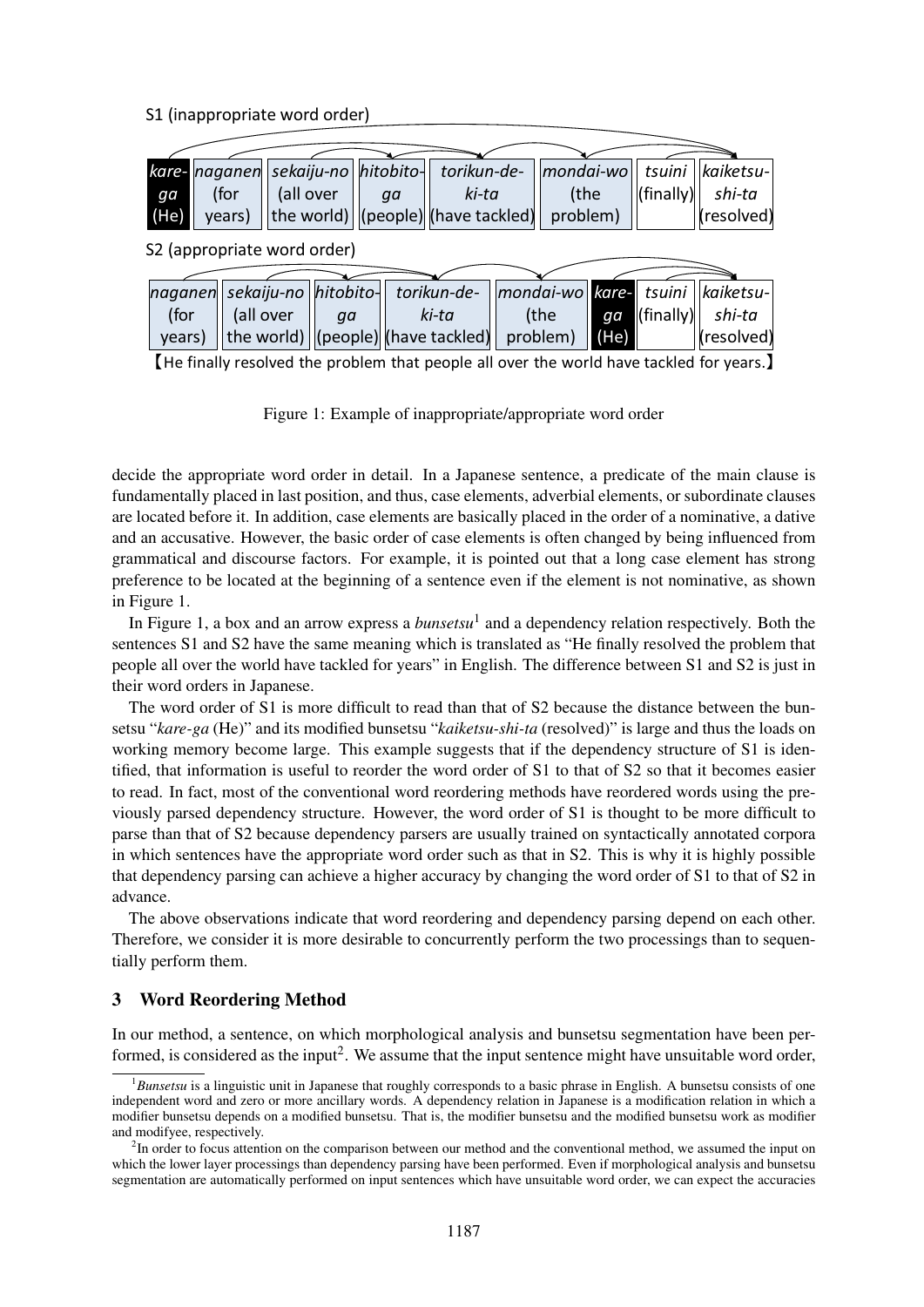S1 (inappropriate word order)

| *kare-ga* (He) | *naganen* (for years) | *sekaiju-no* (all over the world) | *hitobito-ga* (people) | *torikun-de-ki-ta* (have tackled) | *mondai-wo* (the problem) | *tsuini* (finally) | *kaiketsu-shi-ta* (resolved) |
|---|---|---|---|---|---|---|---|

S2 (appropriate word order)

| *naganen* (for years) | *sekaiju-no* (all over the world) | *hitobito-ga* (people) | *torikun-de-ki-ta* (have tackled) | *mondai-wo* (the problem) | *kare-ga* (He) | *tsuini* (finally) | *kaiketsu-shi-ta* (resolved) |
|---|---|---|---|---|---|---|---|

【He finally resolved the problem that people all over the world have tackled for years.】

Figure 1: Example of inappropriate/appropriate word order

decide the appropriate word order in detail. In a Japanese sentence, a predicate of the main clause is fundamentally placed in last position, and thus, case elements, adverbial elements, or subordinate clauses are located before it. In addition, case elements are basically placed in the order of a nominative, a dative and an accusative. However, the basic order of case elements is often changed by being influenced from grammatical and discourse factors. For example, it is pointed out that a long case element has strong preference to be located at the beginning of a sentence even if the element is not nominative, as shown in Figure 1.

In Figure 1, a box and an arrow express a *bunsetsu*[1] and a dependency relation respectively. Both the sentences S1 and S2 have the same meaning which is translated as "He finally resolved the problem that people all over the world have tackled for years" in English. The difference between S1 and S2 is just in their word orders in Japanese.

The word order of S1 is more difficult to read than that of S2 because the distance between the bunsetsu "*kare-ga* (He)" and its modified bunsetsu "*kaiketsu-shi-ta* (resolved)" is large and thus the loads on working memory become large. This example suggests that if the dependency structure of S1 is identified, that information is useful to reorder the word order of S1 to that of S2 so that it becomes easier to read. In fact, most of the conventional word reordering methods have reordered words using the previously parsed dependency structure. However, the word order of S1 is thought to be more difficult to parse than that of S2 because dependency parsers are usually trained on syntactically annotated corpora in which sentences have the appropriate word order such as that in S2. This is why it is highly possible that dependency parsing can achieve a higher accuracy by changing the word order of S1 to that of S2 in advance.

The above observations indicate that word reordering and dependency parsing depend on each other. Therefore, we consider it is more desirable to concurrently perform the two processings than to sequentially perform them.

## 3 Word Reordering Method

In our method, a sentence, on which morphological analysis and bunsetsu segmentation have been performed, is considered as the input[2]. We assume that the input sentence might have unsuitable word order,

[1] *Bunsetsu* is a linguistic unit in Japanese that roughly corresponds to a basic phrase in English. A bunsetsu consists of one independent word and zero or more ancillary words. A dependency relation in Japanese is a modification relation in which a modifier bunsetsu depends on a modified bunsetsu. That is, the modifier bunsetsu and the modified bunsetsu work as modifier and modifyee, respectively.

[2] In order to focus attention on the comparison between our method and the conventional method, we assumed the input on which the lower layer processings than dependency parsing have been performed. Even if morphological analysis and bunsetsu segmentation are automatically performed on input sentences which have unsuitable word order, we can expect the accuracies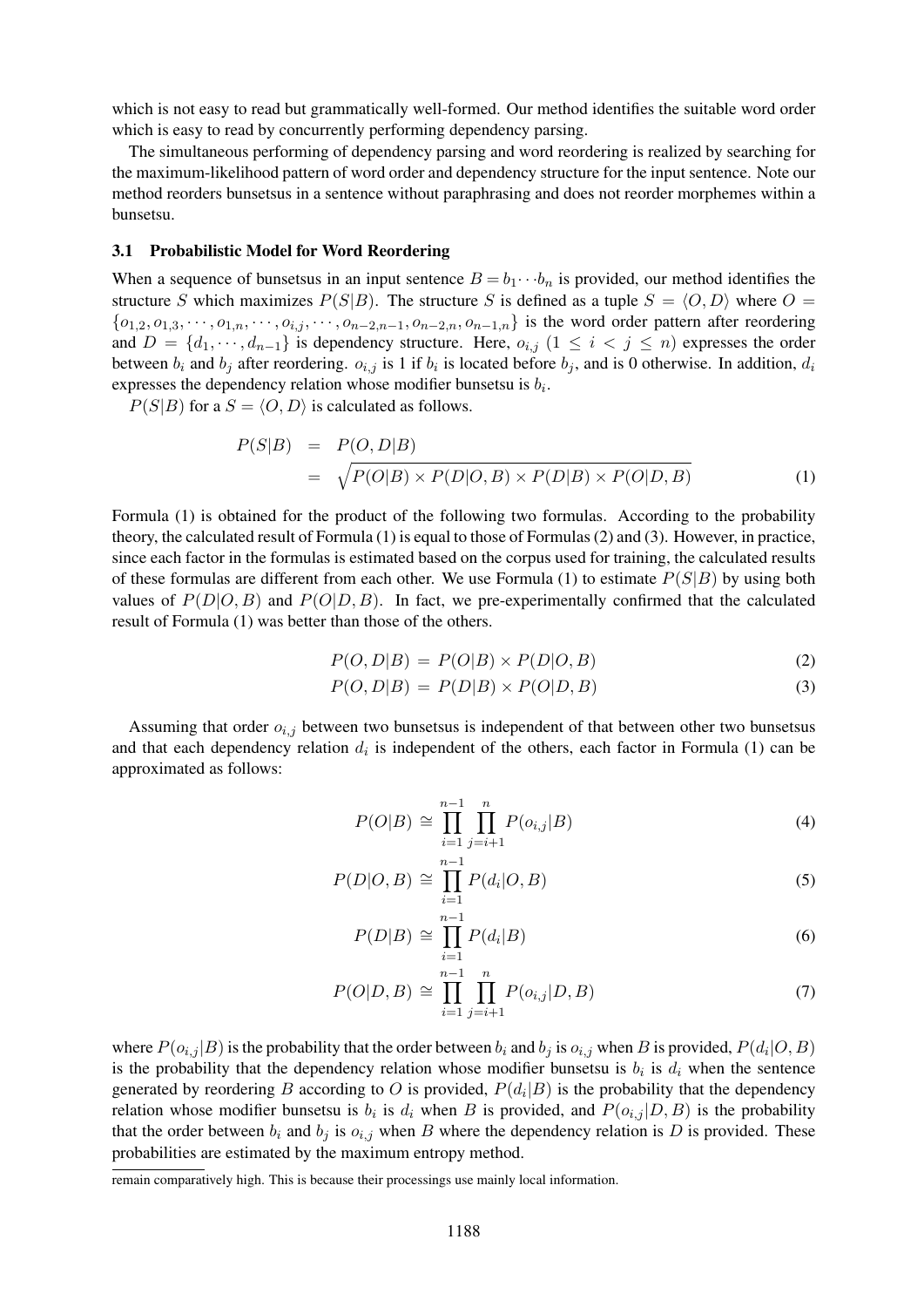which is not easy to read but grammatically well-formed. Our method identifies the suitable word order which is easy to read by concurrently performing dependency parsing.

The simultaneous performing of dependency parsing and word reordering is realized by searching for the maximum-likelihood pattern of word order and dependency structure for the input sentence. Note our method reorders bunsetsus in a sentence without paraphrasing and does not reorder morphemes within a bunsetsu.

### 3.1 Probabilistic Model for Word Reordering

When a sequence of bunsetsus in an input sentence $B = b_1 \cdots b_n$ is provided, our method identifies the structure $S$ which maximizes $P(S|B)$. The structure $S$ is defined as a tuple $S = \langle O, D \rangle$ where $O = \{o_{1,2}, o_{1,3}, \cdots, o_{1,n}, \cdots, o_{i,j}, \cdots, o_{n-2,n-1}, o_{n-2,n}, o_{n-1,n}\}$ is the word order pattern after reordering and $D = \{d_1, \cdots, d_{n-1}\}$ is dependency structure. Here, $o_{i,j}$ $(1 \leq i < j \leq n)$ expresses the order between $b_i$ and $b_j$ after reordering. $o_{i,j}$ is 1 if $b_i$ is located before $b_j$, and is 0 otherwise. In addition, $d_i$ expresses the dependency relation whose modifier bunsetsu is $b_i$.

$P(S|B)$ for a $S = \langle O, D \rangle$ is calculated as follows.

$$
\begin{aligned}
P(S|B) &= P(O, D|B) \\
&= \sqrt{P(O|B) \times P(D|O, B) \times P(D|B) \times P(O|D, B)}
\end{aligned}
\tag{1}
$$

Formula (1) is obtained for the product of the following two formulas. According to the probability theory, the calculated result of Formula (1) is equal to those of Formulas (2) and (3). However, in practice, since each factor in the formulas is estimated based on the corpus used for training, the calculated results of these formulas are different from each other. We use Formula (1) to estimate $P(S|B)$ by using both values of $P(D|O, B)$ and $P(O|D, B)$. In fact, we pre-experimentally confirmed that the calculated result of Formula (1) was better than those of the others.

$$
P(O, D|B) = P(O|B) \times P(D|O, B) \tag{2}
$$

$$
P(O, D|B) = P(D|B) \times P(O|D, B) \tag{3}
$$

Assuming that order $o_{i,j}$ between two bunsetsus is independent of that between other two bunsetsus and that each dependency relation $d_i$ is independent of the others, each factor in Formula (1) can be approximated as follows:

$$
P(O|B) \cong \prod_{i=1}^{n-1} \prod_{j=i+1}^{n} P(o_{i,j}|B) \tag{4}
$$

$$
P(D|O, B) \cong \prod_{i=1}^{n-1} P(d_i|O, B) \tag{5}
$$

$$
P(D|B) \cong \prod_{i=1}^{n-1} P(d_i|B) \tag{6}
$$

$$
P(O|D, B) \cong \prod_{i=1}^{n-1} \prod_{j=i+1}^{n} P(o_{i,j}|D, B) \tag{7}
$$

where $P(o_{i,j}|B)$ is the probability that the order between $b_i$ and $b_j$ is $o_{i,j}$ when $B$ is provided, $P(d_i|O, B)$ is the probability that the dependency relation whose modifier bunsetsu is $b_i$ is $d_i$ when the sentence generated by reordering $B$ according to $O$ is provided, $P(d_i|B)$ is the probability that the dependency relation whose modifier bunsetsu is $b_i$ is $d_i$ when $B$ is provided, and $P(o_{i,j}|D, B)$ is the probability that the order between $b_i$ and $b_j$ is $o_{i,j}$ when $B$ where the dependency relation is $D$ is provided. These probabilities are estimated by the maximum entropy method.

remain comparatively high. This is because their processings use mainly local information.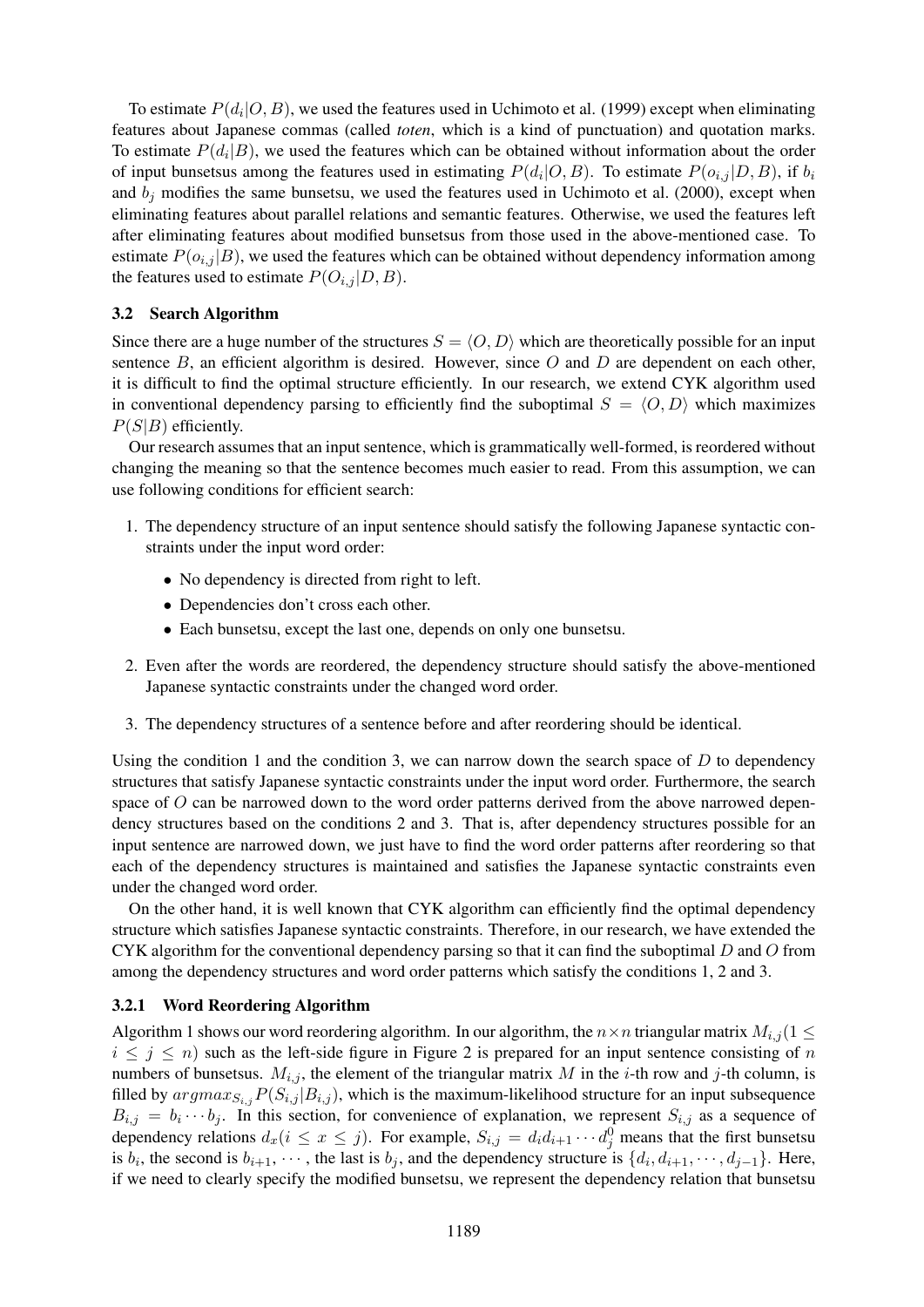To estimate $P(d_i|O, B)$, we used the features used in Uchimoto et al. (1999) except when eliminating features about Japanese commas (called *toten*, which is a kind of punctuation) and quotation marks. To estimate $P(d_i|B)$, we used the features which can be obtained without information about the order of input bunsetsus among the features used in estimating $P(d_i|O, B)$. To estimate $P(o_{i,j}|D, B)$, if $b_i$ and $b_j$ modifies the same bunsetsu, we used the features used in Uchimoto et al. (2000), except when eliminating features about parallel relations and semantic features. Otherwise, we used the features left after eliminating features about modified bunsetsus from those used in the above-mentioned case. To estimate $P(o_{i,j}|B)$, we used the features which can be obtained without dependency information among the features used to estimate $P(O_{i,j}|D, B)$.

### 3.2 Search Algorithm

Since there are a huge number of the structures $S = \langle O, D \rangle$ which are theoretically possible for an input sentence $B$, an efficient algorithm is desired. However, since $O$ and $D$ are dependent on each other, it is difficult to find the optimal structure efficiently. In our research, we extend CYK algorithm used in conventional dependency parsing to efficiently find the suboptimal $S = \langle O, D \rangle$ which maximizes $P(S|B)$ efficiently.

Our research assumes that an input sentence, which is grammatically well-formed, is reordered without changing the meaning so that the sentence becomes much easier to read. From this assumption, we can use following conditions for efficient search:

1. The dependency structure of an input sentence should satisfy the following Japanese syntactic constraints under the input word order:
   - No dependency is directed from right to left.
   - Dependencies don't cross each other.
   - Each bunsetsu, except the last one, depends on only one bunsetsu.
2. Even after the words are reordered, the dependency structure should satisfy the above-mentioned Japanese syntactic constraints under the changed word order.
3. The dependency structures of a sentence before and after reordering should be identical.

Using the condition 1 and the condition 3, we can narrow down the search space of $D$ to dependency structures that satisfy Japanese syntactic constraints under the input word order. Furthermore, the search space of $O$ can be narrowed down to the word order patterns derived from the above narrowed dependency structures based on the conditions 2 and 3. That is, after dependency structures possible for an input sentence are narrowed down, we just have to find the word order patterns after reordering so that each of the dependency structures is maintained and satisfies the Japanese syntactic constraints even under the changed word order.

On the other hand, it is well known that CYK algorithm can efficiently find the optimal dependency structure which satisfies Japanese syntactic constraints. Therefore, in our research, we have extended the CYK algorithm for the conventional dependency parsing so that it can find the suboptimal $D$ and $O$ from among the dependency structures and word order patterns which satisfy the conditions 1, 2 and 3.

#### 3.2.1 Word Reordering Algorithm

Algorithm 1 shows our word reordering algorithm. In our algorithm, the $n \times n$ triangular matrix $M_{i,j} (1 \leq i \leq j \leq n)$ such as the left-side figure in Figure 2 is prepared for an input sentence consisting of $n$ numbers of bunsetsus. $M_{i,j}$, the element of the triangular matrix $M$ in the $i$-th row and $j$-th column, is filled by $argmax_{S_{i,j}} P(S_{i,j}|B_{i,j})$, which is the maximum-likelihood structure for an input subsequence $B_{i,j} = b_i \cdots b_j$. In this section, for convenience of explanation, we represent $S_{i,j}$ as a sequence of dependency relations $d_x (i \leq x \leq j)$. For example, $S_{i,j} = d_i d_{i+1} \cdots d_j^0$ means that the first bunsetsu is $b_i$, the second is $b_{i+1}$, $\cdots$, the last is $b_j$, and the dependency structure is $\{d_i, d_{i+1}, \cdots, d_{j-1}\}$. Here, if we need to clearly specify the modified bunsetsu, we represent the dependency relation that bunsetsu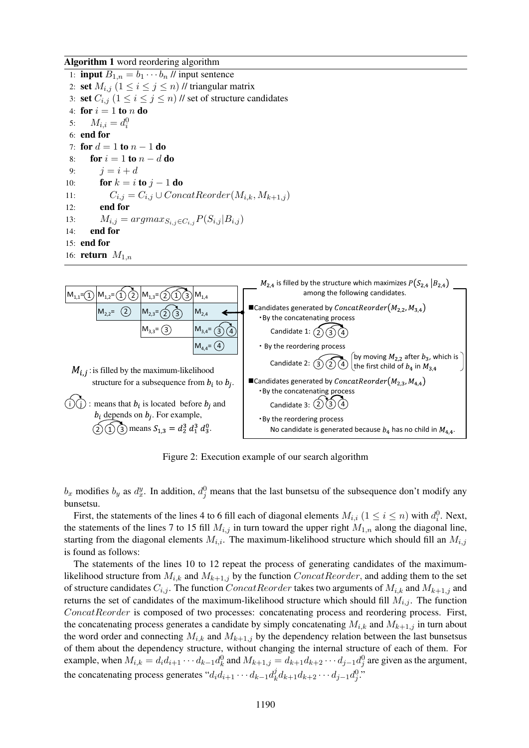**Algorithm 1** word reordering algorithm

```
1:  input B_{1,n} = b_1 ··· b_n // input sentence
2:  set M_{i,j} (1 ≤ i ≤ j ≤ n) // triangular matrix
3:  set C_{i,j} (1 ≤ i ≤ j ≤ n) // set of structure candidates
4:  for i = 1 to n do
5:      M_{i,i} = d_i^0
6:  end for
7:  for d = 1 to n − 1 do
8:      for i = 1 to n − d do
9:          j = i + d
10:         for k = i to j − 1 do
11:             C_{i,j} = C_{i,j} ∪ ConcatReorder(M_{i,k}, M_{k+1,j})
12:         end for
13:         M_{i,j} = argmax_{S_{i,j} ∈ C_{i,j}} P(S_{i,j} | B_{i,j})
14:     end for
15: end for
16: return M_{1,n}
```

Figure 2: Execution example of our search algorithm

$b_x$ modifies $b_y$ as $d_x^y$. In addition, $d_j^0$ means that the last bunsetsu of the subsequence don't modify any bunsetsu.

First, the statements of the lines 4 to 6 fill each of diagonal elements $M_{i,i}$ $(1 \leq i \leq n)$ with $d_i^0$. Next, the statements of the lines 7 to 15 fill $M_{i,j}$ in turn toward the upper right $M_{1,n}$ along the diagonal line, starting from the diagonal elements $M_{i,i}$. The maximum-likelihood structure which should fill an $M_{i,j}$ is found as follows:

The statements of the lines 10 to 12 repeat the process of generating candidates of the maximum-likelihood structure from $M_{i,k}$ and $M_{k+1,j}$ by the function $ConcatReorder$, and adding them to the set of structure candidates $C_{i,j}$. The function $ConcatReorder$ takes two arguments of $M_{i,k}$ and $M_{k+1,j}$ and returns the set of candidates of the maximum-likelihood structure which should fill $M_{i,j}$. The function $ConcatReorder$ is composed of two processes: concatenating process and reordering process. First, the concatenating process generates a candidate by simply concatenating $M_{i,k}$ and $M_{k+1,j}$ in turn about the word order and connecting $M_{i,k}$ and $M_{k+1,j}$ by the dependency relation between the last bunsetsus of them about the dependency structure, without changing the internal structure of each of them. For example, when $M_{i,k} = d_i d_{i+1} \cdots d_{k-1} d_k^0$ and $M_{k+1,j} = d_{k+1} d_{k+2} \cdots d_{j-1} d_j^0$ are given as the argument, the concatenating process generates "$d_i d_{i+1} \cdots d_{k-1} d_k^j d_{k+1} d_{k+2} \cdots d_{j-1} d_j^0$."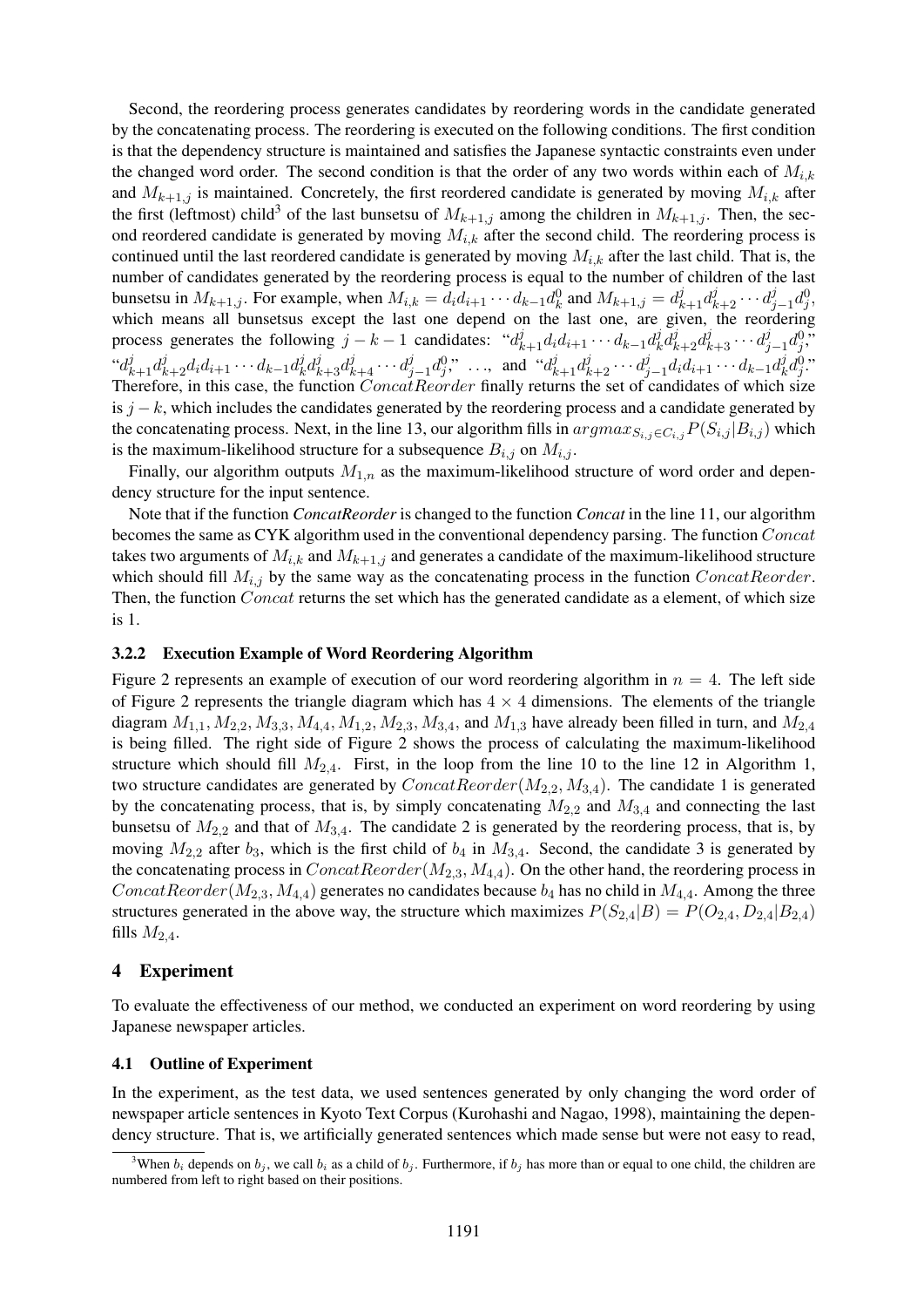Second, the reordering process generates candidates by reordering words in the candidate generated by the concatenating process. The reordering is executed on the following conditions. The first condition is that the dependency structure is maintained and satisfies the Japanese syntactic constraints even under the changed word order. The second condition is that the order of any two words within each of $M_{i,k}$ and $M_{k+1,j}$ is maintained. Concretely, the first reordered candidate is generated by moving $M_{i,k}$ after the first (leftmost) child[3] of the last bunsetsu of $M_{k+1,j}$ among the children in $M_{k+1,j}$. Then, the second reordered candidate is generated by moving $M_{i,k}$ after the second child. The reordering process is continued until the last reordered candidate is generated by moving $M_{i,k}$ after the last child. That is, the number of candidates generated by the reordering process is equal to the number of children of the last bunsetsu in $M_{k+1,j}$. For example, when $M_{i,k} = d_i d_{i+1} \cdots d_{k-1} d_k^0$ and $M_{k+1,j} = d_{k+1}^j d_{k+2}^j \cdots d_{j-1}^j d_j^0$, which means all bunsetsus except the last one depend on the last one, are given, the reordering process generates the following $j-k-1$ candidates: "$d_{k+1}^j d_i d_{i+1} \cdots d_{k-1} d_k^j d_{k+2}^j d_{k+3}^j \cdots d_{j-1}^j d_j^0$," "$d_{k+1}^j d_{k+2}^j d_i d_{i+1} \cdots d_{k-1} d_k^j d_{k+3}^j d_{k+4}^j \cdots d_{j-1}^j d_j^0$," ..., and "$d_{k+1}^j d_{k+2}^j \cdots d_{j-1}^j d_i d_{i+1} \cdots d_{k-1} d_k^j d_j^0$." Therefore, in this case, the function $ConcatReorder$ finally returns the set of candidates of which size is $j-k$, which includes the candidates generated by the reordering process and a candidate generated by the concatenating process. Next, in the line 13, our algorithm fills in $argmax_{S_{i,j} \in C_{i,j}} P(S_{i,j}|B_{i,j})$ which is the maximum-likelihood structure for a subsequence $B_{i,j}$ on $M_{i,j}$.

Finally, our algorithm outputs $M_{1,n}$ as the maximum-likelihood structure of word order and dependency structure for the input sentence.

Note that if the function *ConcatReorder* is changed to the function *Concat* in the line 11, our algorithm becomes the same as CYK algorithm used in the conventional dependency parsing. The function $Concat$ takes two arguments of $M_{i,k}$ and $M_{k+1,j}$ and generates a candidate of the maximum-likelihood structure which should fill $M_{i,j}$ by the same way as the concatenating process in the function $ConcatReorder$. Then, the function $Concat$ returns the set which has the generated candidate as a element, of which size is 1.

### 3.2.2 Execution Example of Word Reordering Algorithm

Figure 2 represents an example of execution of our word reordering algorithm in $n = 4$. The left side of Figure 2 represents the triangle diagram which has $4 \times 4$ dimensions. The elements of the triangle diagram $M_{1,1}, M_{2,2}, M_{3,3}, M_{4,4}, M_{1,2}, M_{2,3}, M_{3,4}$, and $M_{1,3}$ have already been filled in turn, and $M_{2,4}$ is being filled. The right side of Figure 2 shows the process of calculating the maximum-likelihood structure which should fill $M_{2,4}$. First, in the loop from the line 10 to the line 12 in Algorithm 1, two structure candidates are generated by $ConcatReorder(M_{2,2}, M_{3,4})$. The candidate 1 is generated by the concatenating process, that is, by simply concatenating $M_{2,2}$ and $M_{3,4}$ and connecting the last bunsetsu of $M_{2,2}$ and that of $M_{3,4}$. The candidate 2 is generated by the reordering process, that is, by moving $M_{2,2}$ after $b_3$, which is the first child of $b_4$ in $M_{3,4}$. Second, the candidate 3 is generated by the concatenating process in $ConcatReorder(M_{2,3}, M_{4,4})$. On the other hand, the reordering process in $ConcatReorder(M_{2,3}, M_{4,4})$ generates no candidates because $b_4$ has no child in $M_{4,4}$. Among the three structures generated in the above way, the structure which maximizes $P(S_{2,4}|B) = P(O_{2,4}, D_{2,4}|B_{2,4})$ fills $M_{2,4}$.

## 4 Experiment

To evaluate the effectiveness of our method, we conducted an experiment on word reordering by using Japanese newspaper articles.

### 4.1 Outline of Experiment

In the experiment, as the test data, we used sentences generated by only changing the word order of newspaper article sentences in Kyoto Text Corpus (Kurohashi and Nagao, 1998), maintaining the dependency structure. That is, we artificially generated sentences which made sense but were not easy to read,

[3] When $b_i$ depends on $b_j$, we call $b_i$ as a child of $b_j$. Furthermore, if $b_j$ has more than or equal to one child, the children are numbered from left to right based on their positions.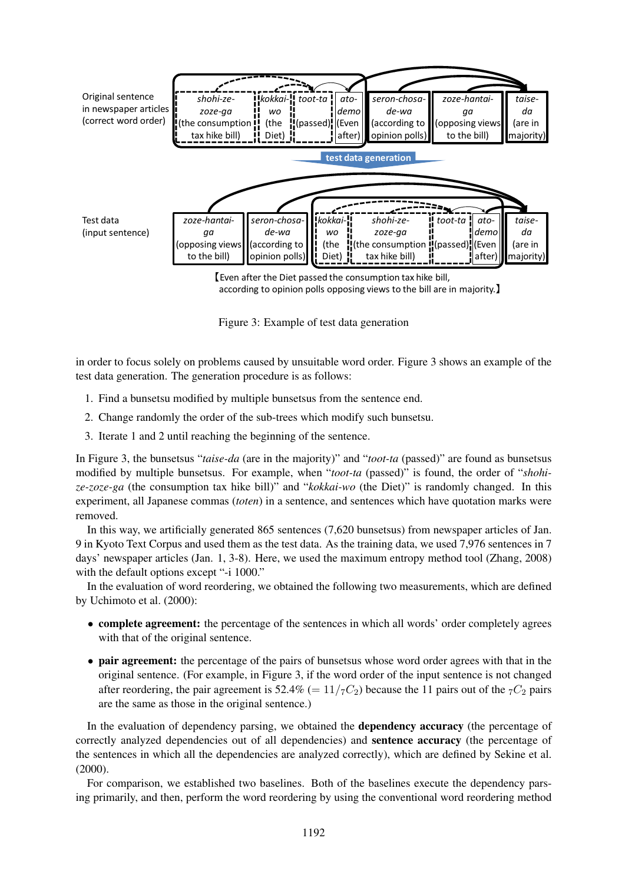Original sentence in newspaper articles (correct word order)

| *shohi-ze-zoze-ga* (the consumption tax hike bill) | *kokkai-wo* (the Diet) | *toot-ta* (passed) | *ato-demo* (Even after) | *seron-chosa-de-wa* (according to opinion polls) | *zoze-hantai-ga* (opposing views to the bill) | *taise-da* (are in majority) |
|---|---|---|---|---|---|---|

test data generation

Test data (input sentence)

| *zoze-hantai-ga* (opposing views to the bill) | *seron-chosa-de-wa* (according to opinion polls) | *kokkai-wo* (the Diet) | *shohi-ze-zoze-ga* (the consumption tax hike bill) | *toot-ta* (passed) | *ato-demo* (Even after) | *taise-da* (are in majority) |
|---|---|---|---|---|---|---|

【Even after the Diet passed the consumption tax hike bill, according to opinion polls opposing views to the bill are in majority.】

Figure 3: Example of test data generation

in order to focus solely on problems caused by unsuitable word order. Figure 3 shows an example of the test data generation. The generation procedure is as follows:

1. Find a bunsetsu modified by multiple bunsetsus from the sentence end.
2. Change randomly the order of the sub-trees which modify such bunsetsu.
3. Iterate 1 and 2 until reaching the beginning of the sentence.

In Figure 3, the bunsetsus "*taise-da* (are in the majority)" and "*toot-ta* (passed)" are found as bunsetsus modified by multiple bunsetsus. For example, when "*toot-ta* (passed)" is found, the order of "*shohi-ze-zoze-ga* (the consumption tax hike bill)" and "*kokkai-wo* (the Diet)" is randomly changed. In this experiment, all Japanese commas (*toten*) in a sentence, and sentences which have quotation marks were removed.

In this way, we artificially generated 865 sentences (7,620 bunsetsus) from newspaper articles of Jan. 9 in Kyoto Text Corpus and used them as the test data. As the training data, we used 7,976 sentences in 7 days' newspaper articles (Jan. 1, 3-8). Here, we used the maximum entropy method tool (Zhang, 2008) with the default options except "-i 1000."

In the evaluation of word reordering, we obtained the following two measurements, which are defined by Uchimoto et al. (2000):

- **complete agreement:** the percentage of the sentences in which all words' order completely agrees with that of the original sentence.
- **pair agreement:** the percentage of the pairs of bunsetsus whose word order agrees with that in the original sentence. (For example, in Figure 3, if the word order of the input sentence is not changed after reordering, the pair agreement is 52.4% ($= 11/{}_7C_2$) because the 11 pairs out of the ${}_7C_2$ pairs are the same as those in the original sentence.)

In the evaluation of dependency parsing, we obtained the **dependency accuracy** (the percentage of correctly analyzed dependencies out of all dependencies) and **sentence accuracy** (the percentage of the sentences in which all the dependencies are analyzed correctly), which are defined by Sekine et al. (2000).

For comparison, we established two baselines. Both of the baselines execute the dependency parsing primarily, and then, perform the word reordering by using the conventional word reordering method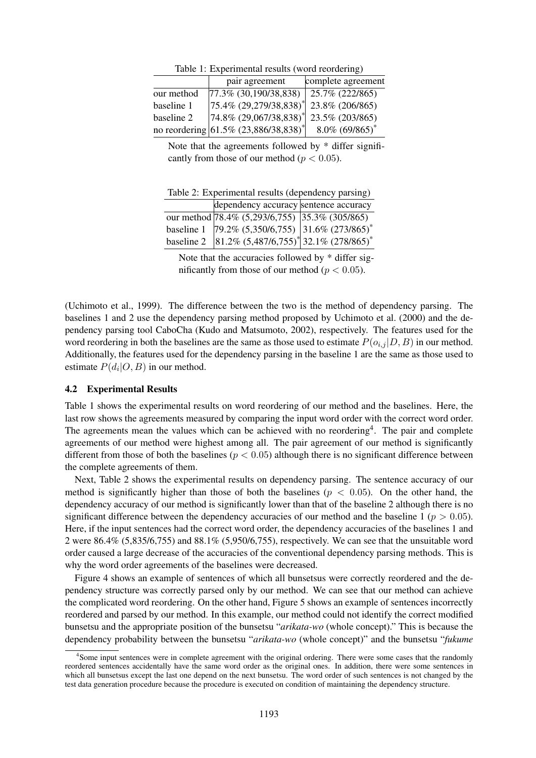Table 1: Experimental results (word reordering)

| | pair agreement | complete agreement |
|---|---|---|
| our method | 77.3% (30,190/38,838) | 25.7% (222/865) |
| baseline 1 | 75.4% (29,279/38,838)* | 23.8% (206/865) |
| baseline 2 | 74.8% (29,067/38,838)* | 23.5% (203/865) |
| no reordering | 61.5% (23,886/38,838)* | 8.0% (69/865)* |

Note that the agreements followed by * differ significantly from those of our method ($p < 0.05$).

Table 2: Experimental results (dependency parsing)

| | dependency accuracy | sentence accuracy |
|---|---|---|
| our method | 78.4% (5,293/6,755) | 35.3% (305/865) |
| baseline 1 | 79.2% (5,350/6,755) | 31.6% (273/865)* |
| baseline 2 | 81.2% (5,487/6,755)* | 32.1% (278/865)* |

Note that the accuracies followed by * differ significantly from those of our method ($p < 0.05$).

(Uchimoto et al., 1999). The difference between the two is the method of dependency parsing. The baselines 1 and 2 use the dependency parsing method proposed by Uchimoto et al. (2000) and the dependency parsing tool CaboCha (Kudo and Matsumoto, 2002), respectively. The features used for the word reordering in both the baselines are the same as those used to estimate $P(o_{i,j}|D, B)$ in our method. Additionally, the features used for the dependency parsing in the baseline 1 are the same as those used to estimate $P(d_i|O, B)$ in our method.

### 4.2 Experimental Results

Table 1 shows the experimental results on word reordering of our method and the baselines. Here, the last row shows the agreements measured by comparing the input word order with the correct word order. The agreements mean the values which can be achieved with no reordering[4]. The pair and complete agreements of our method were highest among all. The pair agreement of our method is significantly different from those of both the baselines ($p < 0.05$) although there is no significant difference between the complete agreements of them.

Next, Table 2 shows the experimental results on dependency parsing. The sentence accuracy of our method is significantly higher than those of both the baselines ($p < 0.05$). On the other hand, the dependency accuracy of our method is significantly lower than that of the baseline 2 although there is no significant difference between the dependency accuracies of our method and the baseline 1 ($p > 0.05$). Here, if the input sentences had the correct word order, the dependency accuracies of the baselines 1 and 2 were 86.4% (5,835/6,755) and 88.1% (5,950/6,755), respectively. We can see that the unsuitable word order caused a large decrease of the accuracies of the conventional dependency parsing methods. This is why the word order agreements of the baselines were decreased.

Figure 4 shows an example of sentences of which all bunsetsus were correctly reordered and the dependency structure was correctly parsed only by our method. We can see that our method can achieve the complicated word reordering. On the other hand, Figure 5 shows an example of sentences incorrectly reordered and parsed by our method. In this example, our method could not identify the correct modified bunsetsu and the appropriate position of the bunsetsu "*arikata-wo* (whole concept)." This is because the dependency probability between the bunsetsu "*arikata-wo* (whole concept)" and the bunsetsu "*fukume*

[4] Some input sentences were in complete agreement with the original ordering. There were some cases that the randomly reordered sentences accidentally have the same word order as the original ones. In addition, there were some sentences in which all bunsetsus except the last one depend on the next bunsetsu. The word order of such sentences is not changed by the test data generation procedure because the procedure is executed on condition of maintaining the dependency structure.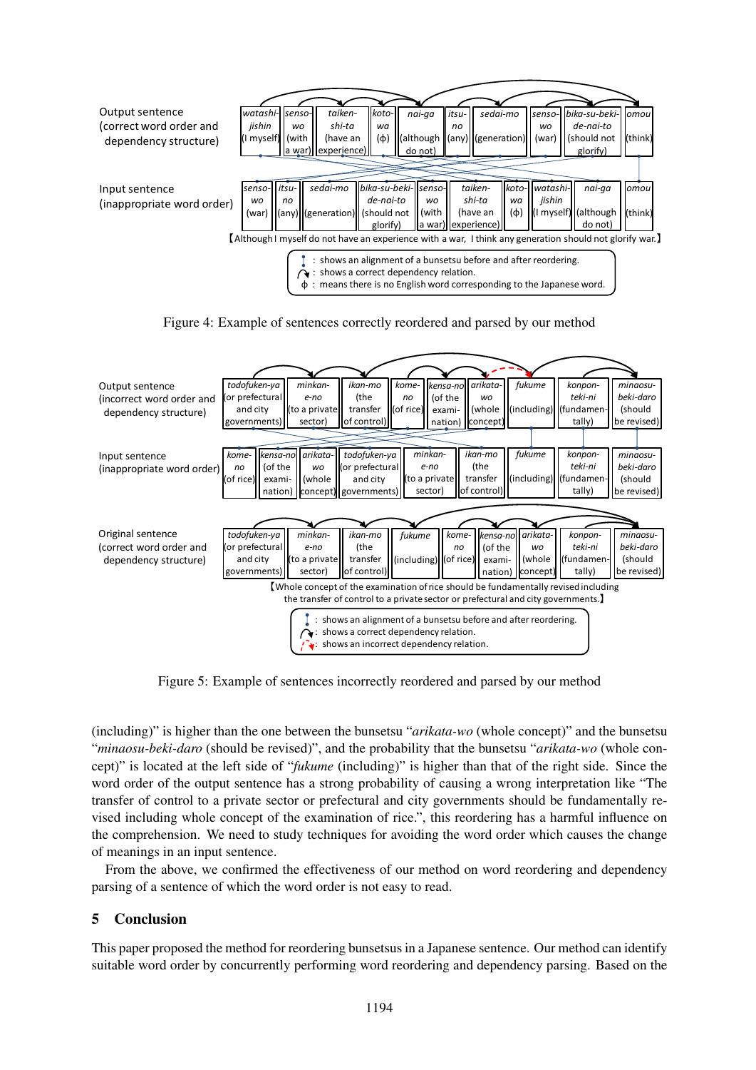Output sentence (correct word order and dependency structure)

| *watashi-jishin* (I myself) | *senso-wo* (with a war) | *taiken-shi-ta* (have an experience) | *koto-wa* (ϕ) | *nai-ga* (although do not) | *itsu-no* (any) | *sedai-mo* (generation) | *senso-wo* (war) | *bika-su-beki-de-nai-to* (should not glorify) | *omou* (think) |
|---|---|---|---|---|---|---|---|---|---|

Input sentence (inappropriate word order)

| *senso-wo* (war) | *itsu-no* (any) | *sedai-mo* (generation) | *bika-su-beki-de-nai-to* (should not glorify) | *senso-wo* (with a war) | *taiken-shi-ta* (have an experience) | *koto-wa* (ϕ) | *watashi-jishin* (I myself) | *nai-ga* (although do not) | *omou* (think) |
|---|---|---|---|---|---|---|---|---|---|

【Although I myself do not have an experience with a war, I think any generation should not glorify war.】

- ⋮ : shows an alignment of a bunsetsu before and after reordering.
- ↷ : shows a correct dependency relation.
- ϕ : means there is no English word corresponding to the Japanese word.

Figure 4: Example of sentences correctly reordered and parsed by our method

Output sentence (incorrect word order and dependency structure)

| *todofuken-ya* (or prefectural and city governments) | *minkan-e-no* (to a private sector) | *ikan-mo* (the transfer of control) | *kome-no* (of rice) | *kensa-no* (of the examination) | *arikata-wo* (whole concept) | *fukume* (including) | *konpon-teki-ni* (fundamentally) | *minaosu-beki-daro* (should be revised) |
|---|---|---|---|---|---|---|---|---|

Input sentence (inappropriate word order)

| *kome-no* (of rice) | *kensa-no* (of the examination) | *arikata-wo* (whole concept) | *todofuken-ya* (or prefectural and city governments) | *minkan-e-no* (to a private sector) | *ikan-mo* (the transfer of control) | *fukume* (including) | *konpon-teki-ni* (fundamentally) | *minaosu-beki-daro* (should be revised) |
|---|---|---|---|---|---|---|---|---|

Original sentence (correct word order and dependency structure)

| *todofuken-ya* (or prefectural and city governments) | *minkan-e-no* (to a private sector) | *ikan-mo* (the transfer of control) | *fukume* (including) | *kome-no* (of rice) | *kensa-no* (of the examination) | *arikata-wo* (whole concept) | *konpon-teki-ni* (fundamentally) | *minaosu-beki-daro* (should be revised) |
|---|---|---|---|---|---|---|---|---|

【Whole concept of the examination of rice should be fundamentally revised including the transfer of control to a private sector or prefectural and city governments.】

- ⋮ : shows an alignment of a bunsetsu before and after reordering.
- ↷ : shows a correct dependency relation.
- ⤳ : shows an incorrect dependency relation.

Figure 5: Example of sentences incorrectly reordered and parsed by our method

(including)" is higher than the one between the bunsetsu "*arikata-wo* (whole concept)" and the bunsetsu "*minaosu-beki-daro* (should be revised)", and the probability that the bunsetsu "*arikata-wo* (whole concept)" is located at the left side of "*fukume* (including)" is higher than that of the right side. Since the word order of the output sentence has a strong probability of causing a wrong interpretation like "The transfer of control to a private sector or prefectural and city governments should be fundamentally revised including whole concept of the examination of rice.", this reordering has a harmful influence on the comprehension. We need to study techniques for avoiding the word order which causes the change of meanings in an input sentence.

From the above, we confirmed the effectiveness of our method on word reordering and dependency parsing of a sentence of which the word order is not easy to read.

## 5 Conclusion

This paper proposed the method for reordering bunsetsus in a Japanese sentence. Our method can identify suitable word order by concurrently performing word reordering and dependency parsing. Based on the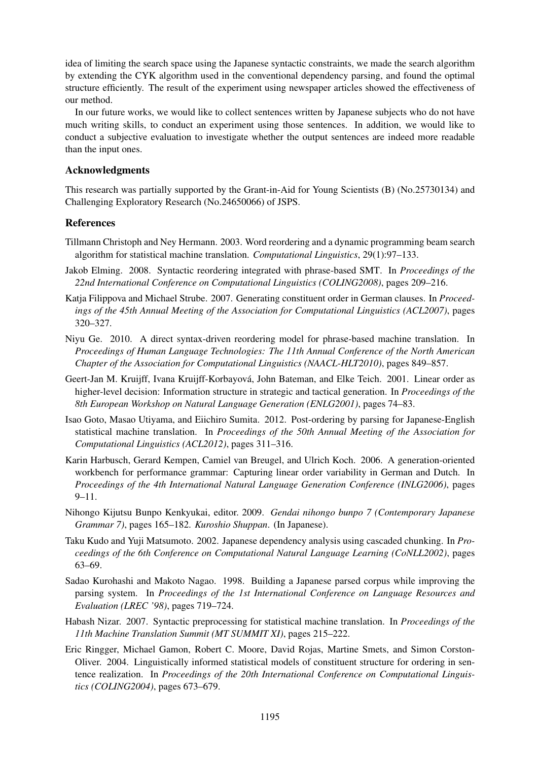idea of limiting the search space using the Japanese syntactic constraints, we made the search algorithm by extending the CYK algorithm used in the conventional dependency parsing, and found the optimal structure efficiently. The result of the experiment using newspaper articles showed the effectiveness of our method.

In our future works, we would like to collect sentences written by Japanese subjects who do not have much writing skills, to conduct an experiment using those sentences. In addition, we would like to conduct a subjective evaluation to investigate whether the output sentences are indeed more readable than the input ones.

## Acknowledgments

This research was partially supported by the Grant-in-Aid for Young Scientists (B) (No.25730134) and Challenging Exploratory Research (No.24650066) of JSPS.

## References

Tillmann Christoph and Ney Hermann. 2003. Word reordering and a dynamic programming beam search algorithm for statistical machine translation. *Computational Linguistics*, 29(1):97–133.

Jakob Elming. 2008. Syntactic reordering integrated with phrase-based SMT. In *Proceedings of the 22nd International Conference on Computational Linguistics (COLING2008)*, pages 209–216.

Katja Filippova and Michael Strube. 2007. Generating constituent order in German clauses. In *Proceedings of the 45th Annual Meeting of the Association for Computational Linguistics (ACL2007)*, pages 320–327.

Niyu Ge. 2010. A direct syntax-driven reordering model for phrase-based machine translation. In *Proceedings of Human Language Technologies: The 11th Annual Conference of the North American Chapter of the Association for Computational Linguistics (NAACL-HLT2010)*, pages 849–857.

Geert-Jan M. Kruijff, Ivana Kruijff-Korbayová, John Bateman, and Elke Teich. 2001. Linear order as higher-level decision: Information structure in strategic and tactical generation. In *Proceedings of the 8th European Workshop on Natural Language Generation (ENLG2001)*, pages 74–83.

Isao Goto, Masao Utiyama, and Eiichiro Sumita. 2012. Post-ordering by parsing for Japanese-English statistical machine translation. In *Proceedings of the 50th Annual Meeting of the Association for Computational Linguistics (ACL2012)*, pages 311–316.

Karin Harbusch, Gerard Kempen, Camiel van Breugel, and Ulrich Koch. 2006. A generation-oriented workbench for performance grammar: Capturing linear order variability in German and Dutch. In *Proceedings of the 4th International Natural Language Generation Conference (INLG2006)*, pages 9–11.

Nihongo Kijutsu Bunpo Kenkyukai, editor. 2009. *Gendai nihongo bunpo 7 (Contemporary Japanese Grammar 7)*, pages 165–182. *Kuroshio Shuppan*. (In Japanese).

Taku Kudo and Yuji Matsumoto. 2002. Japanese dependency analysis using cascaded chunking. In *Proceedings of the 6th Conference on Computational Natural Language Learning (CoNLL2002)*, pages 63–69.

Sadao Kurohashi and Makoto Nagao. 1998. Building a Japanese parsed corpus while improving the parsing system. In *Proceedings of the 1st International Conference on Language Resources and Evaluation (LREC '98)*, pages 719–724.

Habash Nizar. 2007. Syntactic preprocessing for statistical machine translation. In *Proceedings of the 11th Machine Translation Summit (MT SUMMIT XI)*, pages 215–222.

Eric Ringger, Michael Gamon, Robert C. Moore, David Rojas, Martine Smets, and Simon Corston-Oliver. 2004. Linguistically informed statistical models of constituent structure for ordering in sentence realization. In *Proceedings of the 20th International Conference on Computational Linguistics (COLING2004)*, pages 673–679.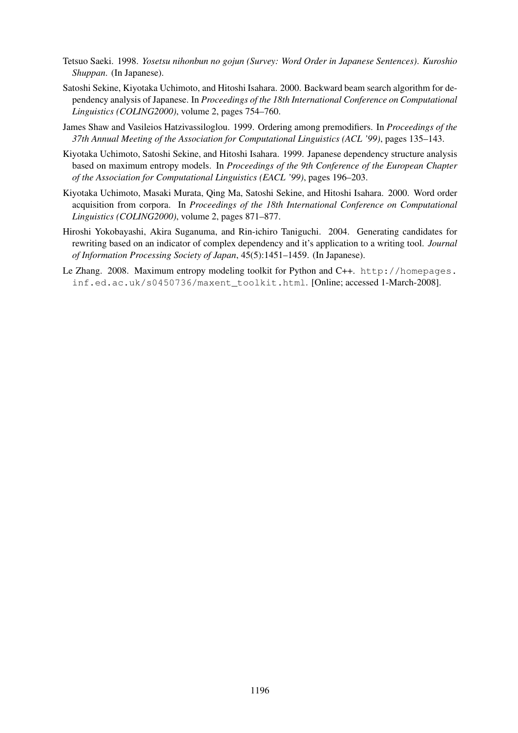Tetsuo Saeki. 1998. *Yosetsu nihonbun no gojun (Survey: Word Order in Japanese Sentences). Kuroshio Shuppan*. (In Japanese).

Satoshi Sekine, Kiyotaka Uchimoto, and Hitoshi Isahara. 2000. Backward beam search algorithm for dependency analysis of Japanese. In *Proceedings of the 18th International Conference on Computational Linguistics (COLING2000)*, volume 2, pages 754–760.

James Shaw and Vasileios Hatzivassiloglou. 1999. Ordering among premodifiers. In *Proceedings of the 37th Annual Meeting of the Association for Computational Linguistics (ACL '99)*, pages 135–143.

Kiyotaka Uchimoto, Satoshi Sekine, and Hitoshi Isahara. 1999. Japanese dependency structure analysis based on maximum entropy models. In *Proceedings of the 9th Conference of the European Chapter of the Association for Computational Linguistics (EACL '99)*, pages 196–203.

Kiyotaka Uchimoto, Masaki Murata, Qing Ma, Satoshi Sekine, and Hitoshi Isahara. 2000. Word order acquisition from corpora. In *Proceedings of the 18th International Conference on Computational Linguistics (COLING2000)*, volume 2, pages 871–877.

Hiroshi Yokobayashi, Akira Suganuma, and Rin-ichiro Taniguchi. 2004. Generating candidates for rewriting based on an indicator of complex dependency and it's application to a writing tool. *Journal of Information Processing Society of Japan*, 45(5):1451–1459. (In Japanese).

Le Zhang. 2008. Maximum entropy modeling toolkit for Python and C++. `http://homepages.inf.ed.ac.uk/s0450736/maxent_toolkit.html`. [Online; accessed 1-March-2008].